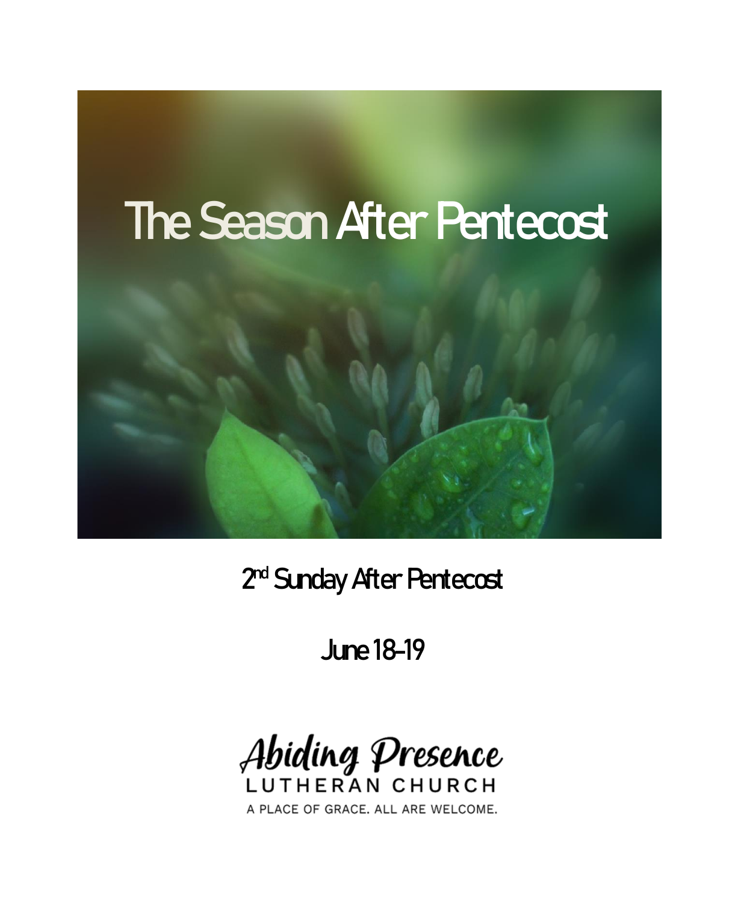# The Season After Pentecost

## 2nd Sunday After Pentecost

## June 18-19

Abiding Presence
LUTHERAN CHURCH
A PLACE OF GRACE. ALL ARE WELCOME.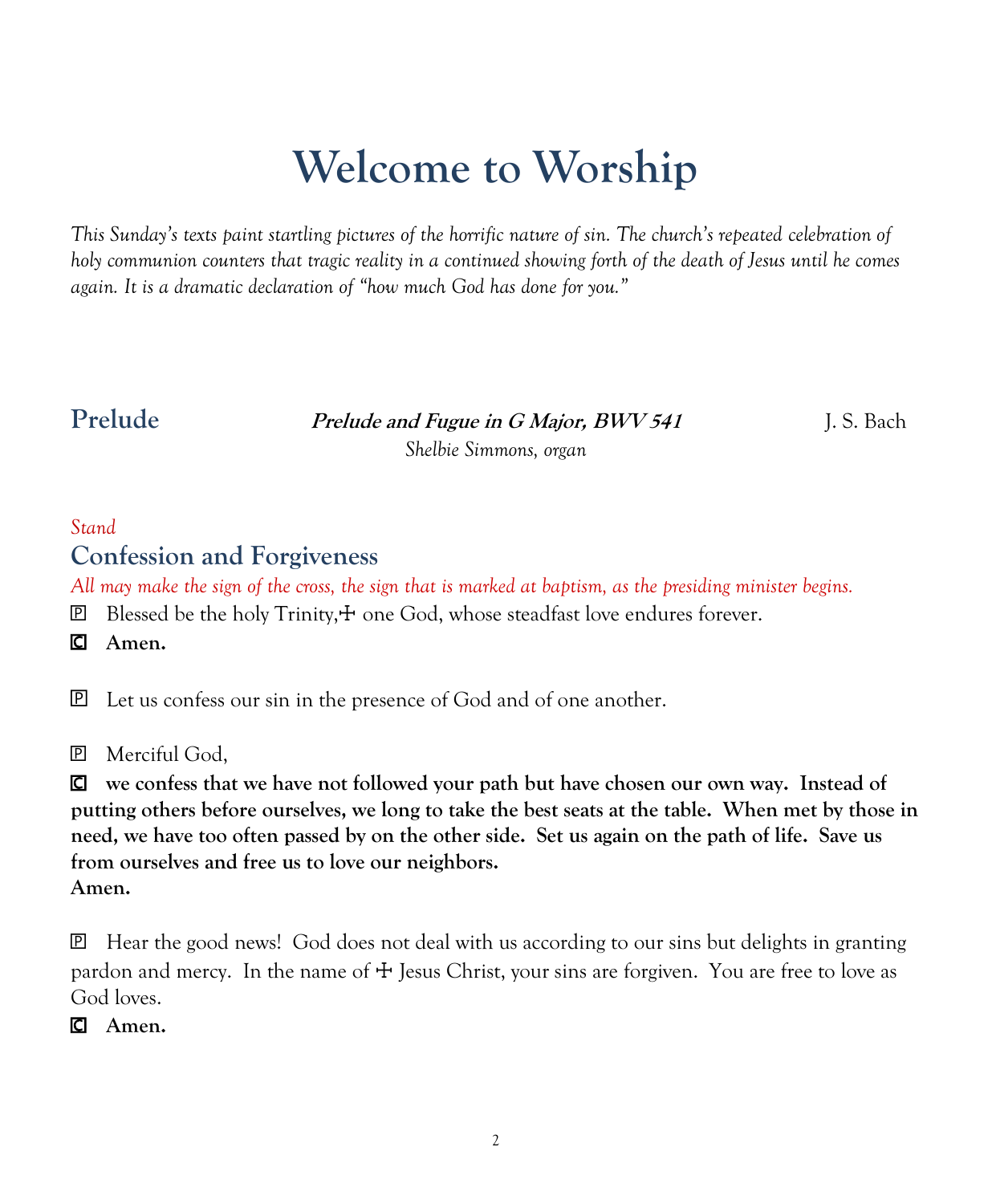# Welcome to Worship

*This Sunday's texts paint startling pictures of the horrific nature of sin. The church's repeated celebration of holy communion counters that tragic reality in a continued showing forth of the death of Jesus until he comes again. It is a dramatic declaration of "how much God has done for you."*

## Prelude

***Prelude and Fugue in G Major, BWV 541*** J. S. Bach

*Shelbie Simmons, organ*

*Stand*

## Confession and Forgiveness

*All may make the sign of the cross, the sign that is marked at baptism, as the presiding minister begins.*

P Blessed be the holy Trinity,☩ one God, whose steadfast love endures forever.

C **Amen.**

P Let us confess our sin in the presence of God and of one another.

P Merciful God,

C **we confess that we have not followed your path but have chosen our own way. Instead of putting others before ourselves, we long to take the best seats at the table. When met by those in need, we have too often passed by on the other side. Set us again on the path of life. Save us from ourselves and free us to love our neighbors.**
**Amen.**

P Hear the good news! God does not deal with us according to our sins but delights in granting pardon and mercy. In the name of ☩ Jesus Christ, your sins are forgiven. You are free to love as God loves.

C **Amen.**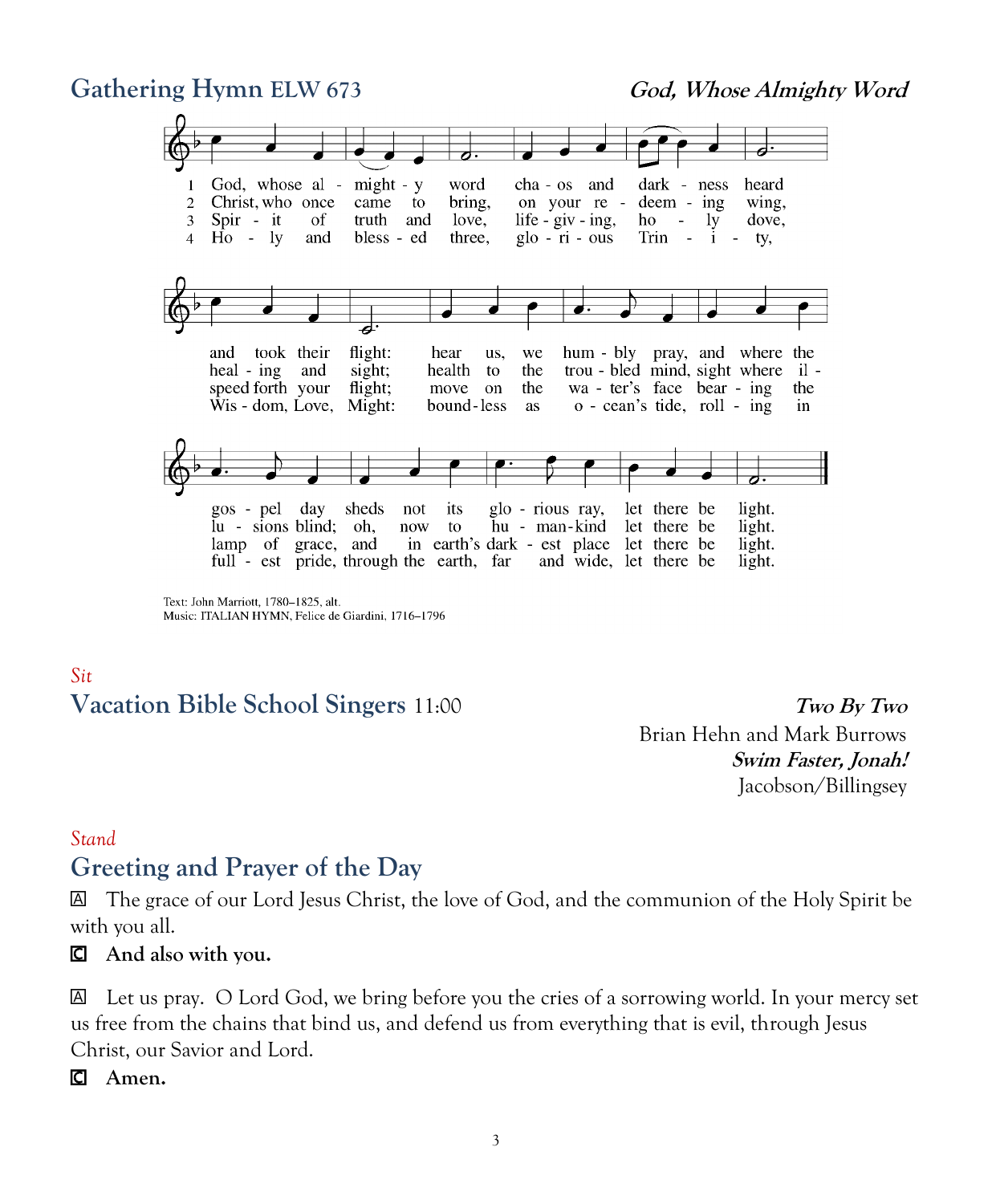## Gathering Hymn ELW 673 — *God, Whose Almighty Word*

1. God, whose almighty word chaos and darkness heard and took their flight: hear us, we humbly pray, and where the gospel day sheds not its glorious ray, let there be light.
2. Christ, who once came to bring, on your redeeming wing, healing and sight; health to the troubled mind, sight where illusions blind; oh, now to humankind let there be light.
3. Spirit of truth and love, life-giving, holy dove, speed forth your flight; move on the water's face bearing the lamp of grace, and in earth's darkest place let there be light.
4. Holy and blessed three, glorious Trinity, Wisdom, Love, Might: boundless as ocean's tide, rolling in fullest pride, through the earth, far and wide, let there be light.

Text: John Marriott, 1780–1825, alt.
Music: ITALIAN HYMN, Felice de Giardini, 1716–1796

*Sit*

## Vacation Bible School Singers 11:00

***Two By Two***
Brian Hehn and Mark Burrows

***Swim Faster, Jonah!***
Jacobson/Billingsey

*Stand*

## Greeting and Prayer of the Day

A The grace of our Lord Jesus Christ, the love of God, and the communion of the Holy Spirit be with you all.

**C And also with you.**

A Let us pray. O Lord God, we bring before you the cries of a sorrowing world. In your mercy set us free from the chains that bind us, and defend us from everything that is evil, through Jesus Christ, our Savior and Lord.

**C Amen.**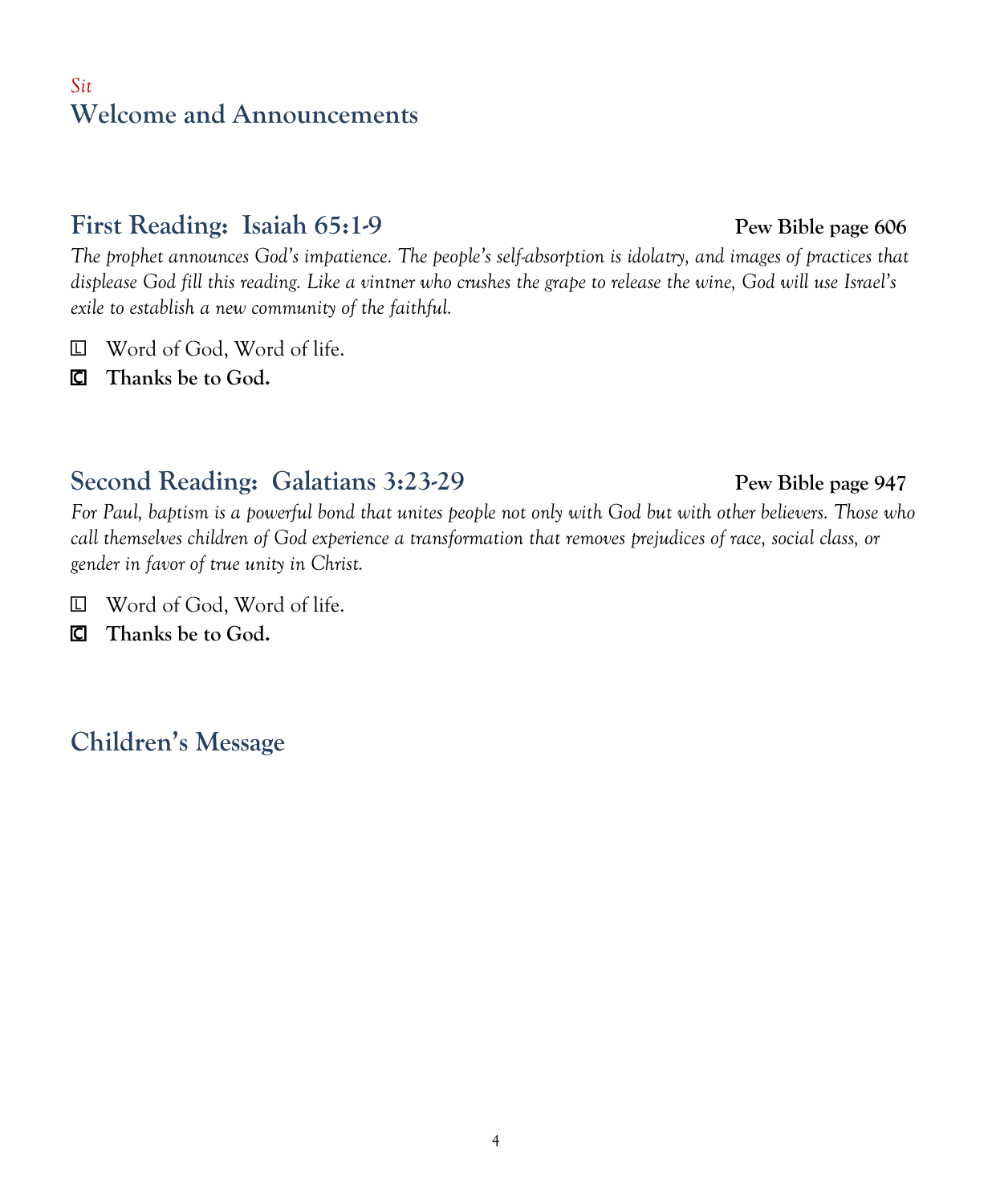*Sit*
## Welcome and Announcements

## First Reading: Isaiah 65:1-9 **Pew Bible page 606**

*The prophet announces God's impatience. The people's self-absorption is idolatry, and images of practices that displease God fill this reading. Like a vintner who crushes the grape to release the wine, God will use Israel's exile to establish a new community of the faithful.*

L Word of God, Word of life.

C **Thanks be to God.**

## Second Reading: Galatians 3:23-29 **Pew Bible page 947**

*For Paul, baptism is a powerful bond that unites people not only with God but with other believers. Those who call themselves children of God experience a transformation that removes prejudices of race, social class, or gender in favor of true unity in Christ.*

L Word of God, Word of life.

C **Thanks be to God.**

## Children's Message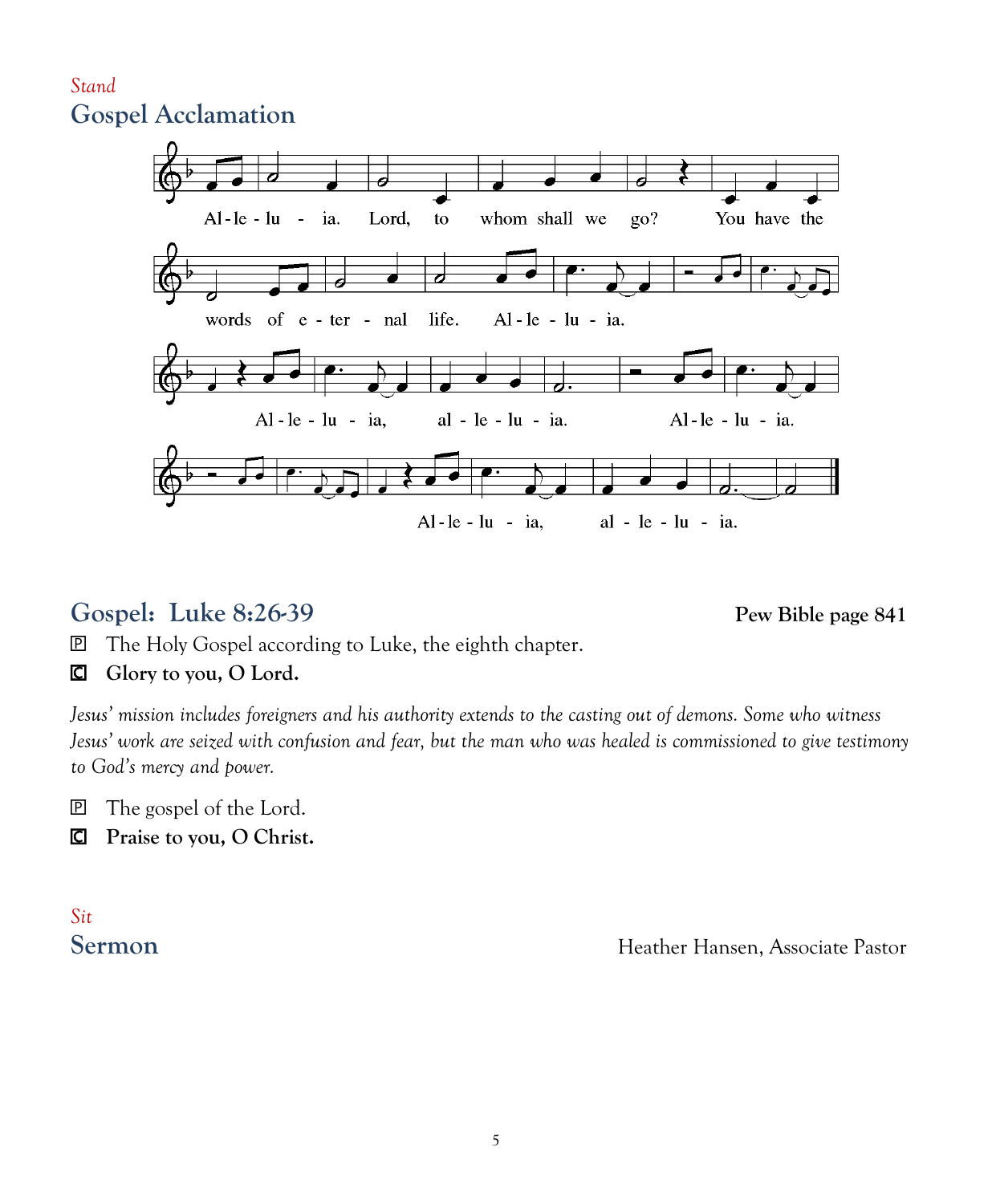*Stand*

## Gospel Acclamation

Al-le-lu - ia. Lord, to whom shall we go? You have the words of e-ter - nal life. Al-le - lu - ia.

Al-le - lu - ia, al - le - lu - ia. Al-le - lu - ia.

Al-le - lu - ia, al - le - lu - ia.

## Gospel: Luke 8:26-39

**Pew Bible page 841**

P The Holy Gospel according to Luke, the eighth chapter.

C **Glory to you, O Lord.**

*Jesus' mission includes foreigners and his authority extends to the casting out of demons. Some who witness Jesus' work are seized with confusion and fear, but the man who was healed is commissioned to give testimony to God's mercy and power.*

P The gospel of the Lord.

C **Praise to you, O Christ.**

*Sit*

## Sermon

Heather Hansen, Associate Pastor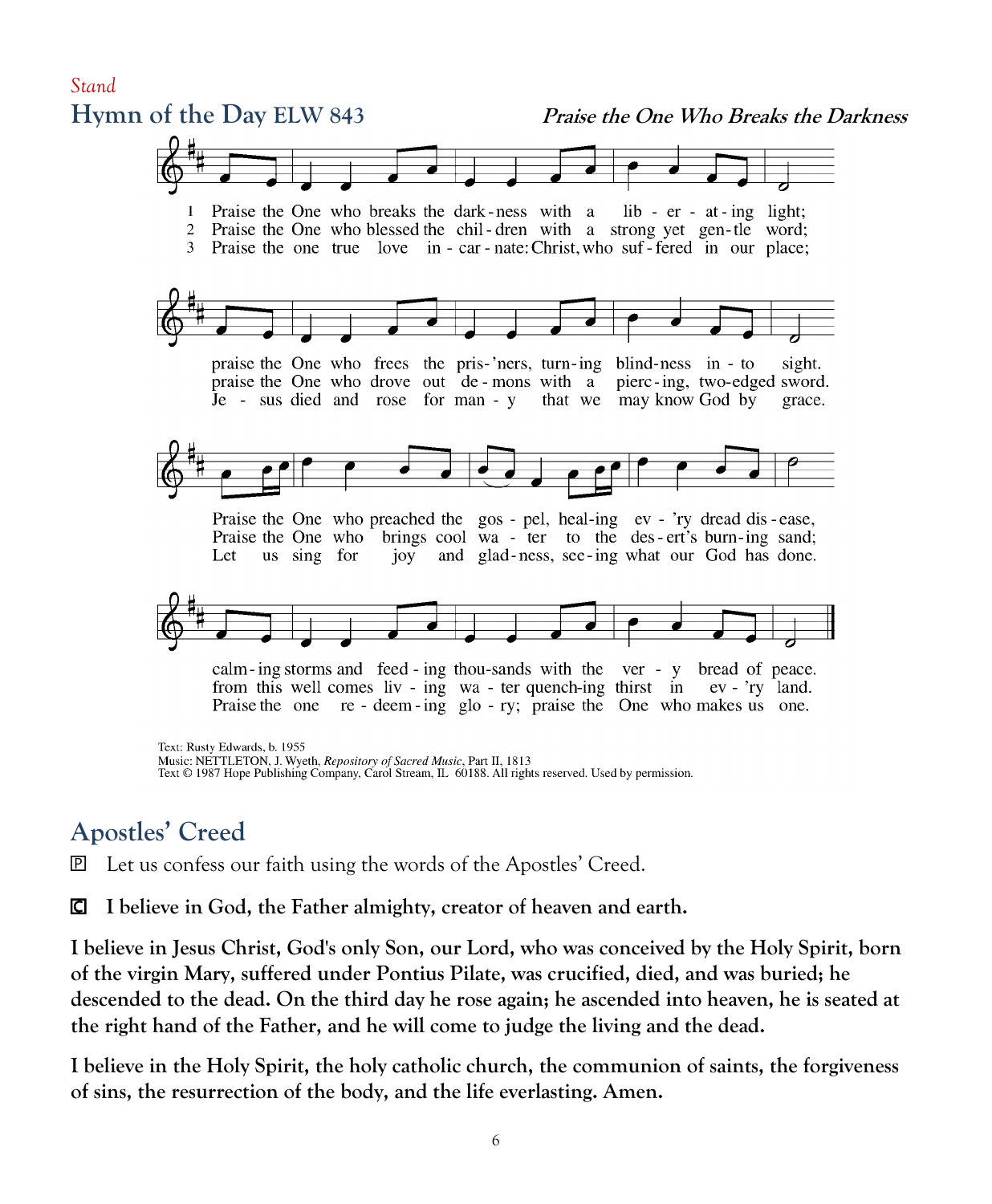*Stand*

## Hymn of the Day ELW 843

***Praise the One Who Breaks the Darkness***

1 Praise the One who breaks the dark-ness with a lib-er-at-ing light;
praise the One who frees the pris-'ners, turn-ing blind-ness in-to sight.
Praise the One who preached the gos-pel, heal-ing ev-'ry dread dis-ease,
calm-ing storms and feed-ing thou-sands with the ver-y bread of peace.

2 Praise the One who blessed the chil-dren with a strong yet gen-tle word;
praise the One who drove out de-mons with a pierc-ing, two-edged sword.
Praise the One who brings cool wa-ter to the des-ert's burn-ing sand;
from this well comes liv-ing wa-ter quench-ing thirst in ev-'ry land.

3 Praise the one true love in-car-nate: Christ, who suf-fered in our place;
Je-sus died and rose for man-y that we may know God by grace.
Let us sing for joy and glad-ness, see-ing what our God has done.
Praise the one re-deem-ing glo-ry; praise the One who makes us one.

Text: Rusty Edwards, b. 1955
Music: NETTLETON, J. Wyeth, *Repository of Sacred Music*, Part II, 1813
Text © 1987 Hope Publishing Company, Carol Stream, IL 60188. All rights reserved. Used by permission.

## Apostles' Creed

P Let us confess our faith using the words of the Apostles' Creed.

C **I believe in God, the Father almighty, creator of heaven and earth.**

**I believe in Jesus Christ, God's only Son, our Lord, who was conceived by the Holy Spirit, born of the virgin Mary, suffered under Pontius Pilate, was crucified, died, and was buried; he descended to the dead. On the third day he rose again; he ascended into heaven, he is seated at the right hand of the Father, and he will come to judge the living and the dead.**

**I believe in the Holy Spirit, the holy catholic church, the communion of saints, the forgiveness of sins, the resurrection of the body, and the life everlasting. Amen.**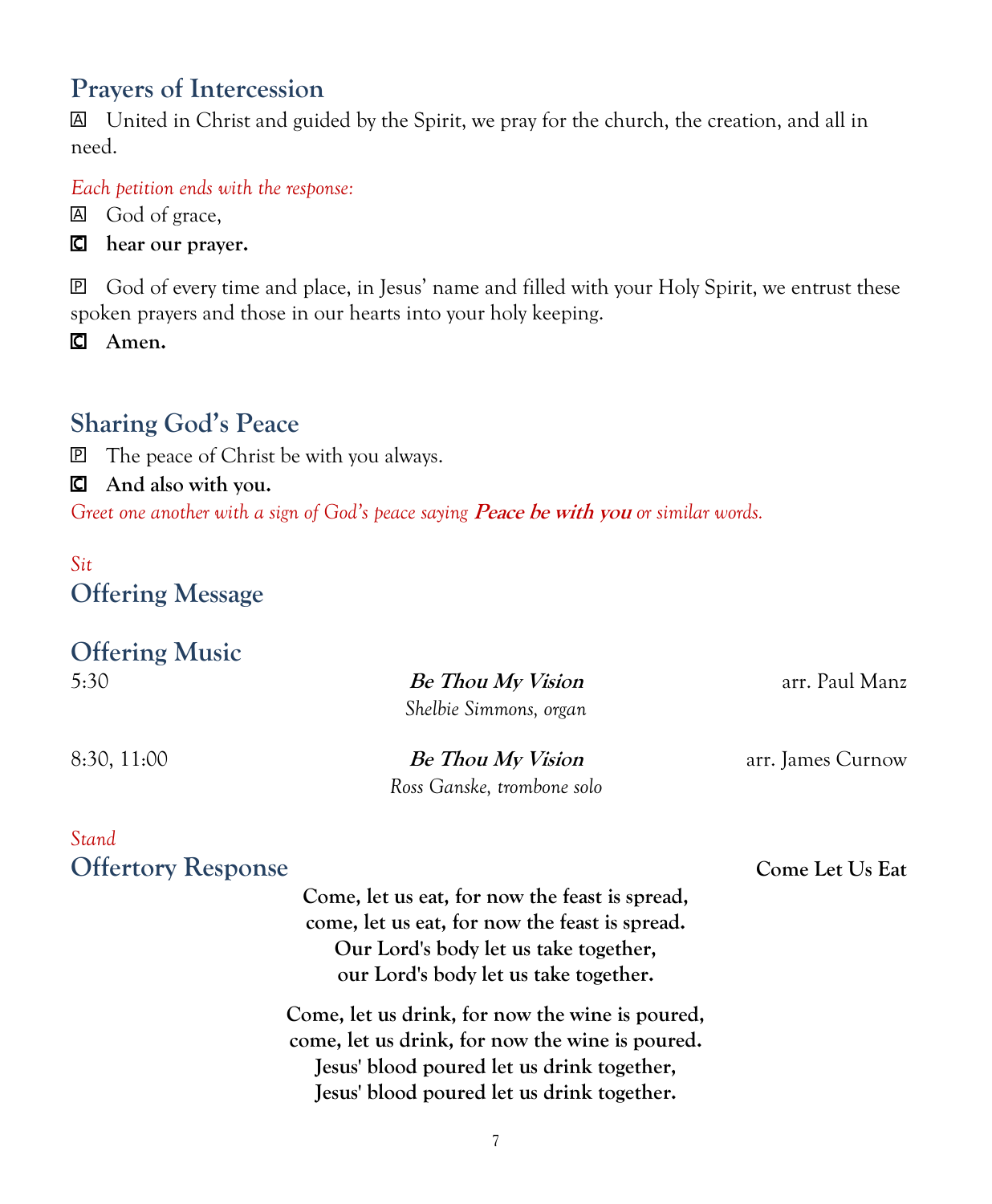## Prayers of Intercession

A United in Christ and guided by the Spirit, we pray for the church, the creation, and all in need.

*Each petition ends with the response:*

A God of grace,

**C hear our prayer.**

P God of every time and place, in Jesus' name and filled with your Holy Spirit, we entrust these spoken prayers and those in our hearts into your holy keeping.

**C Amen.**

## Sharing God's Peace

P The peace of Christ be with you always.

**C And also with you.**

*Greet one another with a sign of God's peace saying* ***Peace be with you*** *or similar words.*

*Sit*

## Offering Message

## Offering Music

5:30 — ***Be Thou My Vision*** — arr. Paul Manz
*Shelbie Simmons, organ*

8:30, 11:00 — ***Be Thou My Vision*** — arr. James Curnow
*Ross Ganske, trombone solo*

*Stand*

## Offertory Response

**Come Let Us Eat**

**Come, let us eat, for now the feast is spread,**
**come, let us eat, for now the feast is spread.**
**Our Lord's body let us take together,**
**our Lord's body let us take together.**

**Come, let us drink, for now the wine is poured,**
**come, let us drink, for now the wine is poured.**
**Jesus' blood poured let us drink together,**
**Jesus' blood poured let us drink together.**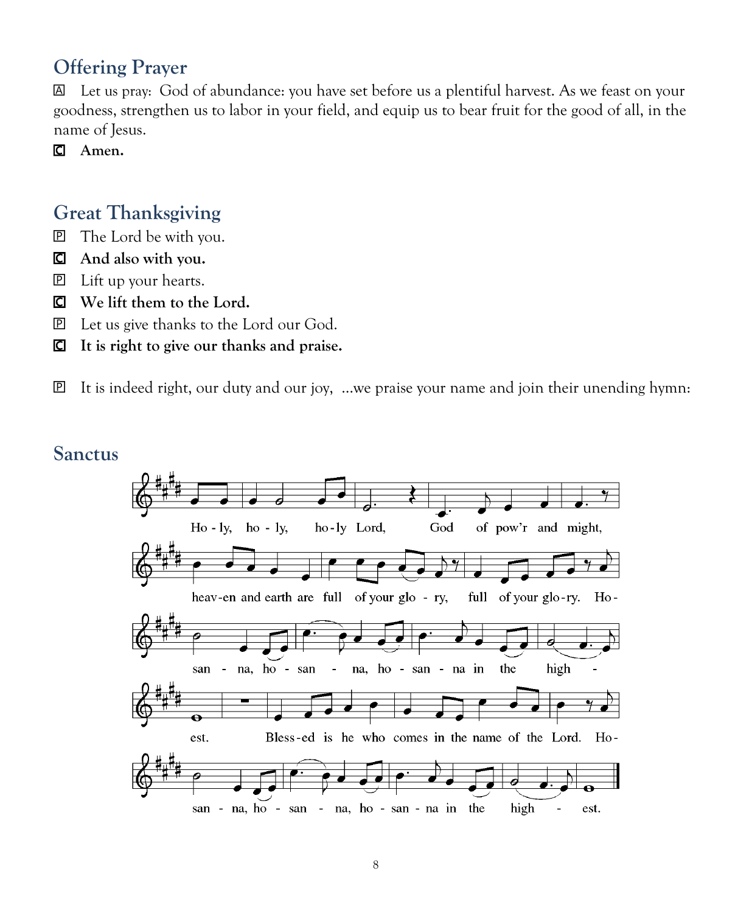## Offering Prayer

A Let us pray: God of abundance: you have set before us a plentiful harvest. As we feast on your goodness, strengthen us to labor in your field, and equip us to bear fruit for the good of all, in the name of Jesus.

C **Amen.**

## Great Thanksgiving

P The Lord be with you.

C **And also with you.**

P Lift up your hearts.

C **We lift them to the Lord.**

P Let us give thanks to the Lord our God.

C **It is right to give our thanks and praise.**

P It is indeed right, our duty and our joy, ...we praise your name and join their unending hymn:

## Sanctus

Ho - ly, ho - ly, ho - ly Lord, God of pow'r and might, heav-en and earth are full of your glo - ry, full of your glo - ry. Ho - san - na, ho - san - na, ho - san - na in the high - est. Bless - ed is he who comes in the name of the Lord. Ho - san - na, ho - san - na, ho - san - na in the high - est.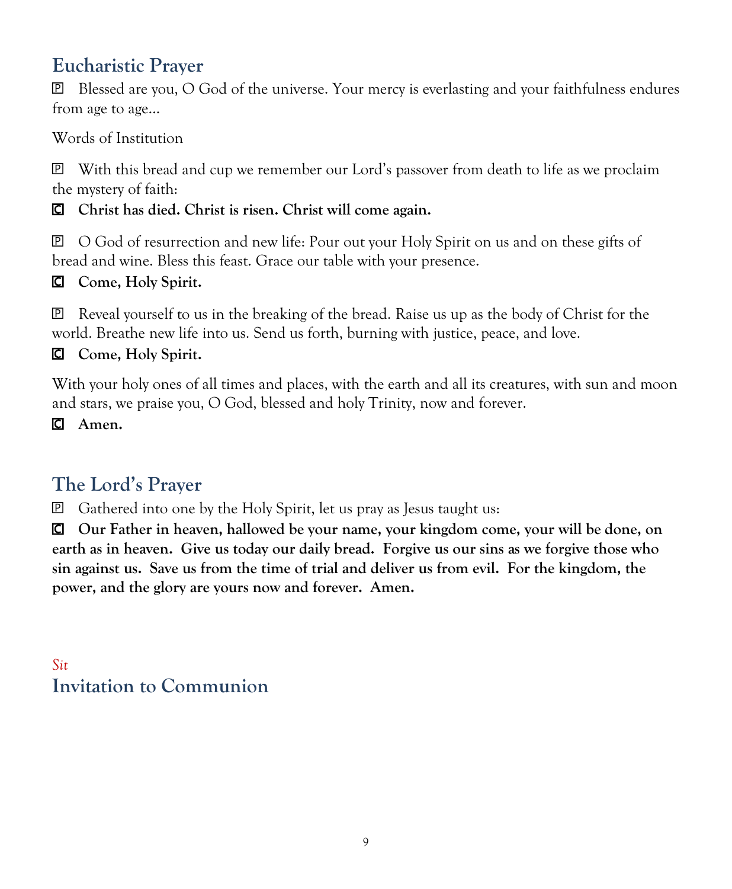## Eucharistic Prayer

P Blessed are you, O God of the universe. Your mercy is everlasting and your faithfulness endures from age to age…

Words of Institution

P With this bread and cup we remember our Lord's passover from death to life as we proclaim the mystery of faith:

**C Christ has died. Christ is risen. Christ will come again.**

P O God of resurrection and new life: Pour out your Holy Spirit on us and on these gifts of bread and wine. Bless this feast. Grace our table with your presence.

**C Come, Holy Spirit.**

P Reveal yourself to us in the breaking of the bread. Raise us up as the body of Christ for the world. Breathe new life into us. Send us forth, burning with justice, peace, and love.

**C Come, Holy Spirit.**

With your holy ones of all times and places, with the earth and all its creatures, with sun and moon and stars, we praise you, O God, blessed and holy Trinity, now and forever.

**C Amen.**

## The Lord's Prayer

P Gathered into one by the Holy Spirit, let us pray as Jesus taught us:

**C Our Father in heaven, hallowed be your name, your kingdom come, your will be done, on earth as in heaven. Give us today our daily bread. Forgive us our sins as we forgive those who sin against us. Save us from the time of trial and deliver us from evil. For the kingdom, the power, and the glory are yours now and forever. Amen.**

*Sit*

## Invitation to Communion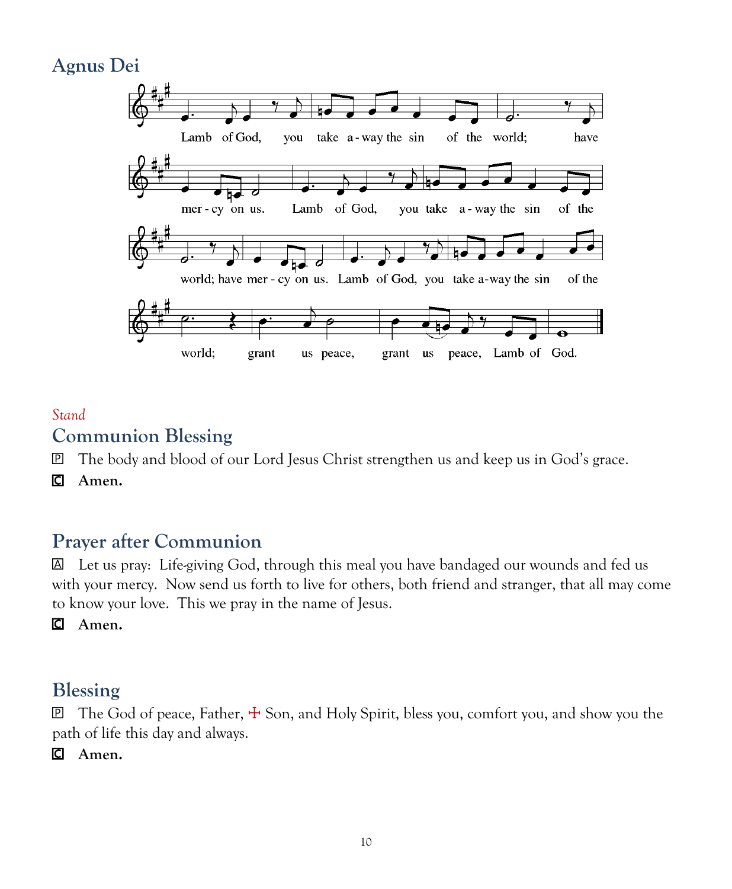## Agnus Dei

Lamb of God, you take a-way the sin of the world; have mer-cy on us. Lamb of God, you take a-way the sin of the world; have mer-cy on us. Lamb of God, you take a-way the sin of the world; grant us peace, grant us peace, Lamb of God.

*Stand*

## Communion Blessing

P The body and blood of our Lord Jesus Christ strengthen us and keep us in God's grace.

C **Amen.**

## Prayer after Communion

A Let us pray: Life-giving God, through this meal you have bandaged our wounds and fed us with your mercy. Now send us forth to live for others, both friend and stranger, that all may come to know your love. This we pray in the name of Jesus.

C **Amen.**

## Blessing

P The God of peace, Father, ☩ Son, and Holy Spirit, bless you, comfort you, and show you the path of life this day and always.

C **Amen.**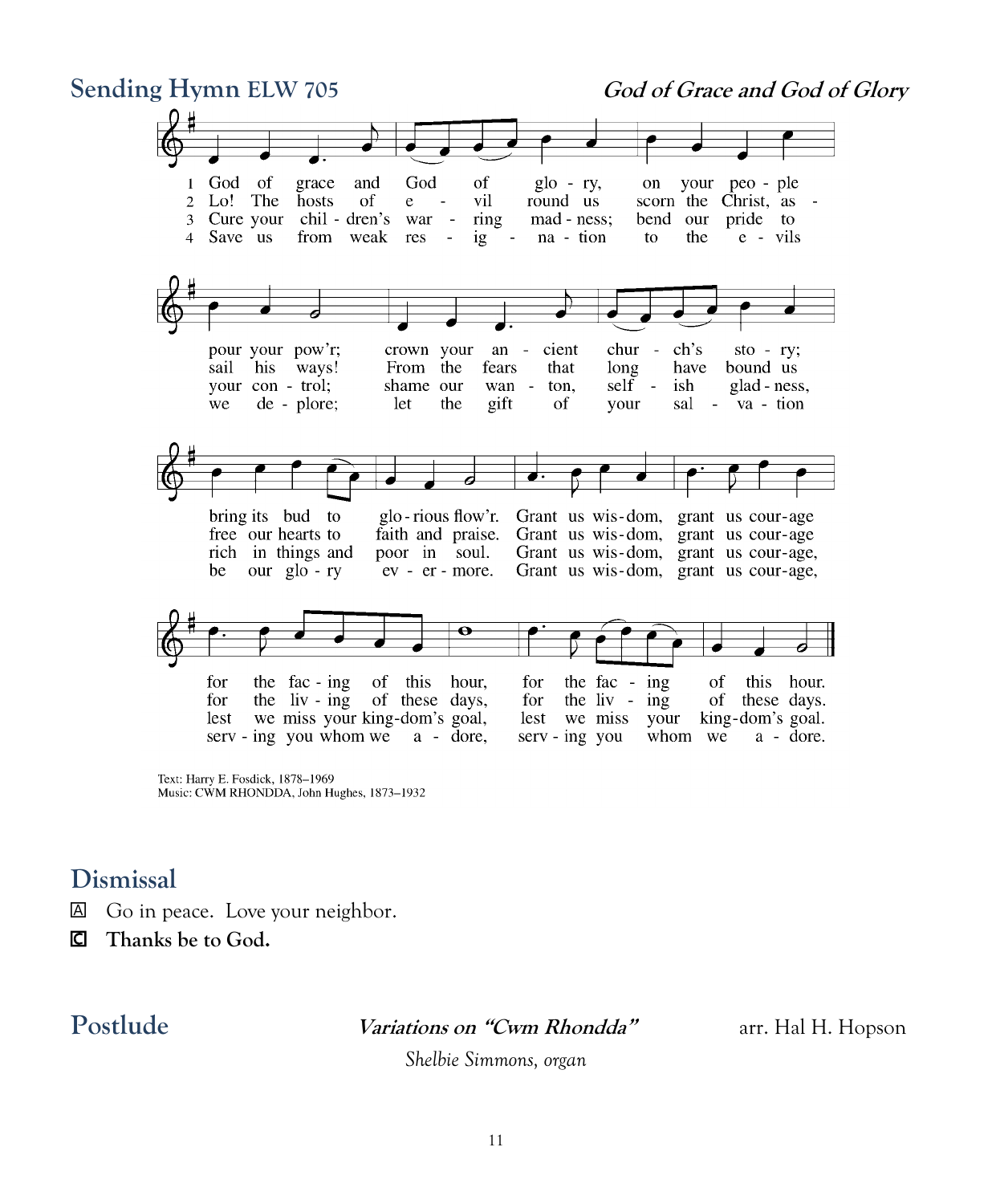## Sending Hymn ELW 705

***God of Grace and God of Glory***

1 God of grace and God of glory on your people pour your pow'r; crown your ancient church's story; bring its bud to glorious flow'r. Grant us wisdom, grant us courage for the facing of this hour, for the facing of this hour.

2 Lo! The hosts of evil round us scorn the Christ, assail his ways! From the fears that long have bound us free our hearts to faith and praise. Grant us wisdom, grant us courage for the living of these days, for the living of these days.

3 Cure your children's warring madness; bend our pride to your control; shame our wanton, selfish gladness, rich in things and poor in soul. Grant us wisdom, grant us courage, lest we miss your kingdom's goal, lest we miss your kingdom's goal.

4 Save us from weak resignation to the evils we deplore; let the gift of your salvation be our glory evermore. Grant us wisdom, grant us courage, serving you whom we adore, serving you whom we adore.

Text: Harry E. Fosdick, 1878–1969
Music: CWM RHONDDA, John Hughes, 1873–1932

## Dismissal

A Go in peace. Love your neighbor.

C **Thanks be to God.**

## Postlude

***Variations on "Cwm Rhondda"*** arr. Hal H. Hopson

*Shelbie Simmons, organ*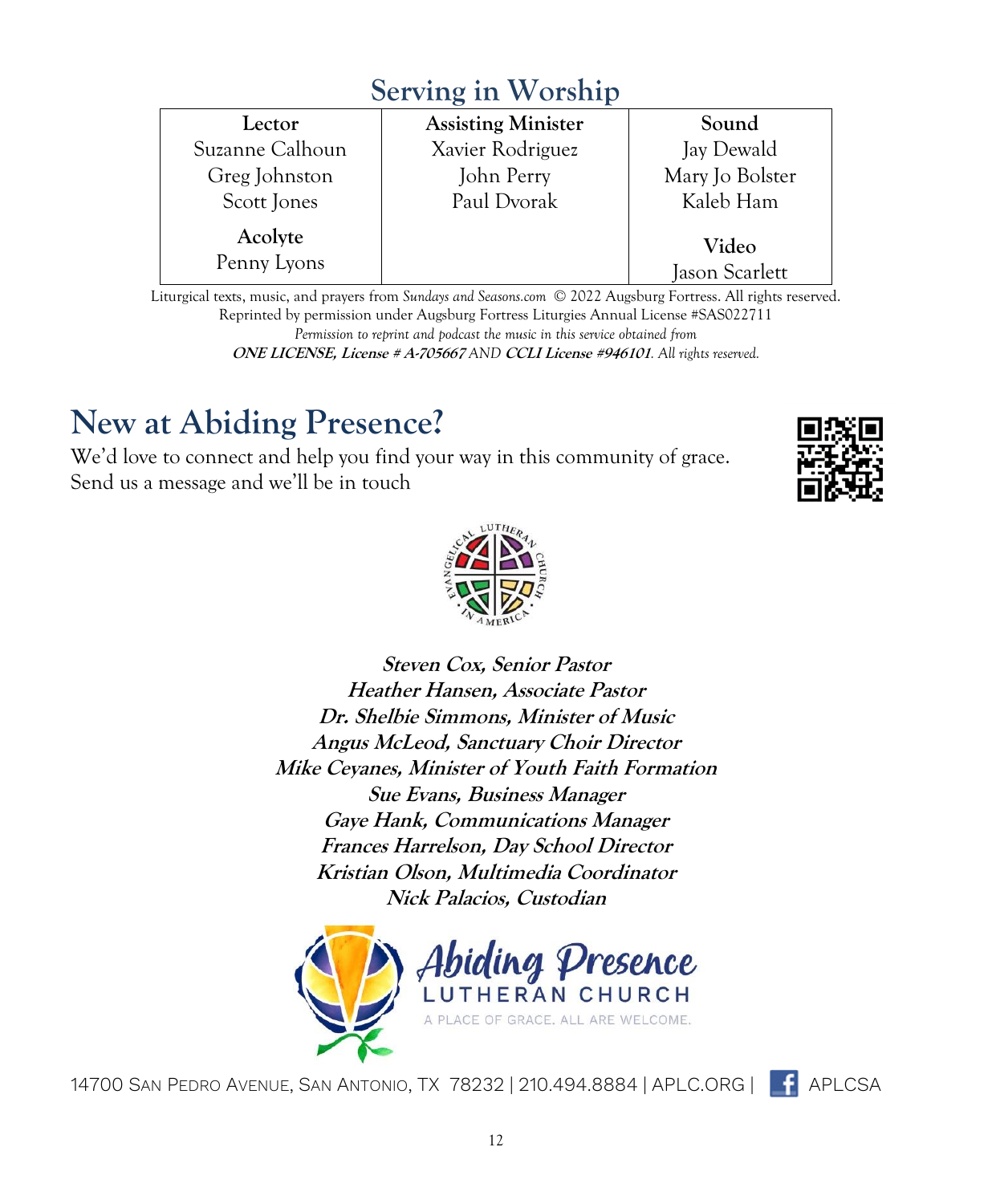## Serving in Worship

| Lector | Assisting Minister | Sound |
|---|---|---|
| Suzanne Calhoun | Xavier Rodriguez | Jay Dewald |
| Greg Johnston | John Perry | Mary Jo Bolster |
| Scott Jones | Paul Dvorak | Kaleb Ham |
| **Acolyte** | | **Video** |
| Penny Lyons | | Jason Scarlett |

Liturgical texts, music, and prayers from *Sundays and Seasons.com* © 2022 Augsburg Fortress. All rights reserved.
Reprinted by permission under Augsburg Fortress Liturgies Annual License #SAS022711
*Permission to reprint and podcast the music in this service obtained from*
***ONE LICENSE, License # A-705667*** *AND* ***CCLI License #946101****. All rights reserved.*

# New at Abiding Presence?

We'd love to connect and help you find your way in this community of grace.
Send us a message and we'll be in touch

EVANGELICAL LUTHERAN CHURCH IN AMERICA

***Steven Cox, Senior Pastor***
***Heather Hansen, Associate Pastor***
***Dr. Shelbie Simmons, Minister of Music***
***Angus McLeod, Sanctuary Choir Director***
***Mike Ceyanes, Minister of Youth Faith Formation***
***Sue Evans, Business Manager***
***Gaye Hank, Communications Manager***
***Frances Harrelson, Day School Director***
***Kristian Olson, Multimedia Coordinator***
***Nick Palacios, Custodian***

Abiding Presence
LUTHERAN CHURCH
A PLACE OF GRACE. ALL ARE WELCOME.

14700 San Pedro Avenue, San Antonio, TX 78232 | 210.494.8884 | APLC.ORG | APLCSA